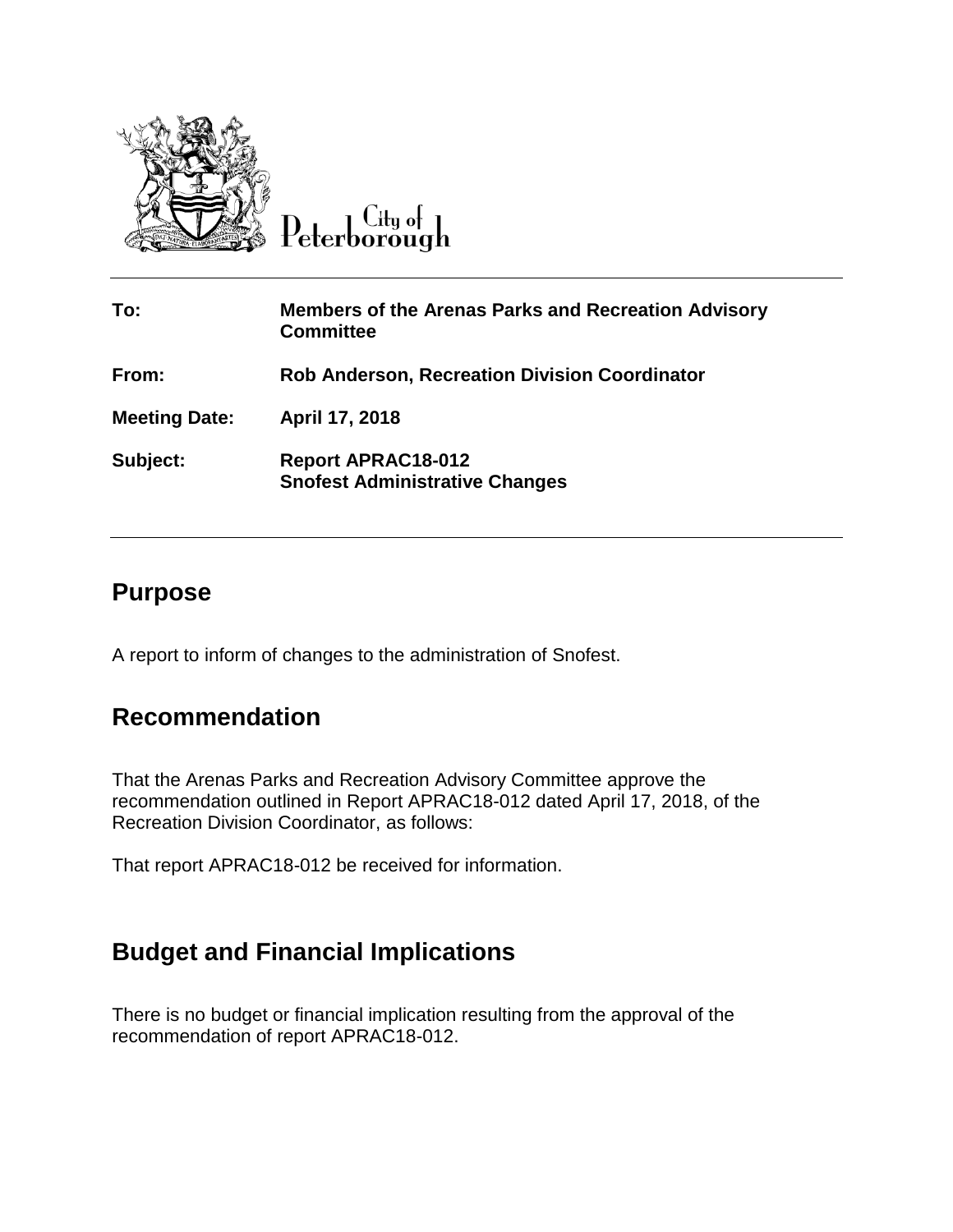City of Peterborough

| | |
|---|---|
| **To:** | **Members of the Arenas Parks and Recreation Advisory Committee** |
| **From:** | **Rob Anderson, Recreation Division Coordinator** |
| **Meeting Date:** | **April 17, 2018** |
| **Subject:** | **Report APRAC18-012**<br>**Snofest Administrative Changes** |

## Purpose

A report to inform of changes to the administration of Snofest.

## Recommendation

That the Arenas Parks and Recreation Advisory Committee approve the recommendation outlined in Report APRAC18-012 dated April 17, 2018, of the Recreation Division Coordinator, as follows:

That report APRAC18-012 be received for information.

## Budget and Financial Implications

There is no budget or financial implication resulting from the approval of the recommendation of report APRAC18-012.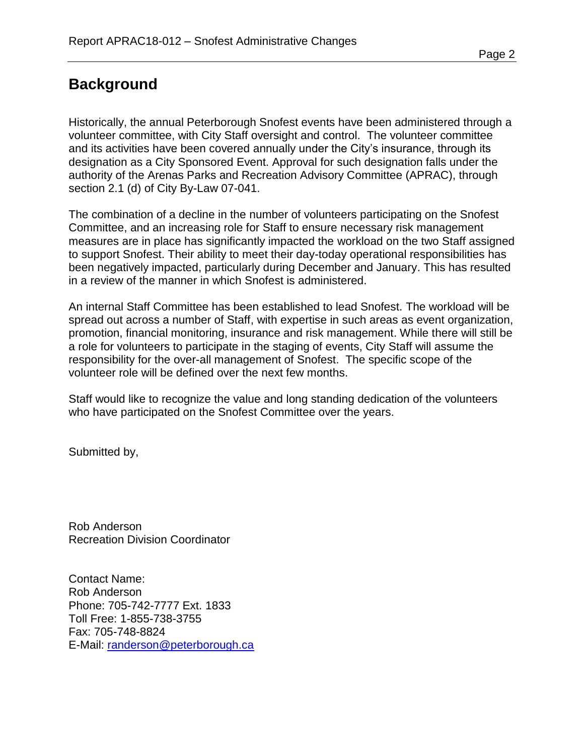## Background

Historically, the annual Peterborough Snofest events have been administered through a volunteer committee, with City Staff oversight and control. The volunteer committee and its activities have been covered annually under the City's insurance, through its designation as a City Sponsored Event. Approval for such designation falls under the authority of the Arenas Parks and Recreation Advisory Committee (APRAC), through section 2.1 (d) of City By-Law 07-041.

The combination of a decline in the number of volunteers participating on the Snofest Committee, and an increasing role for Staff to ensure necessary risk management measures are in place has significantly impacted the workload on the two Staff assigned to support Snofest. Their ability to meet their day-today operational responsibilities has been negatively impacted, particularly during December and January. This has resulted in a review of the manner in which Snofest is administered.

An internal Staff Committee has been established to lead Snofest. The workload will be spread out across a number of Staff, with expertise in such areas as event organization, promotion, financial monitoring, insurance and risk management. While there will still be a role for volunteers to participate in the staging of events, City Staff will assume the responsibility for the over-all management of Snofest. The specific scope of the volunteer role will be defined over the next few months.

Staff would like to recognize the value and long standing dedication of the volunteers who have participated on the Snofest Committee over the years.

Submitted by,

Rob Anderson
Recreation Division Coordinator

Contact Name:
Rob Anderson
Phone: 705-742-7777 Ext. 1833
Toll Free: 1-855-738-3755
Fax: 705-748-8824
E-Mail: randerson@peterborough.ca